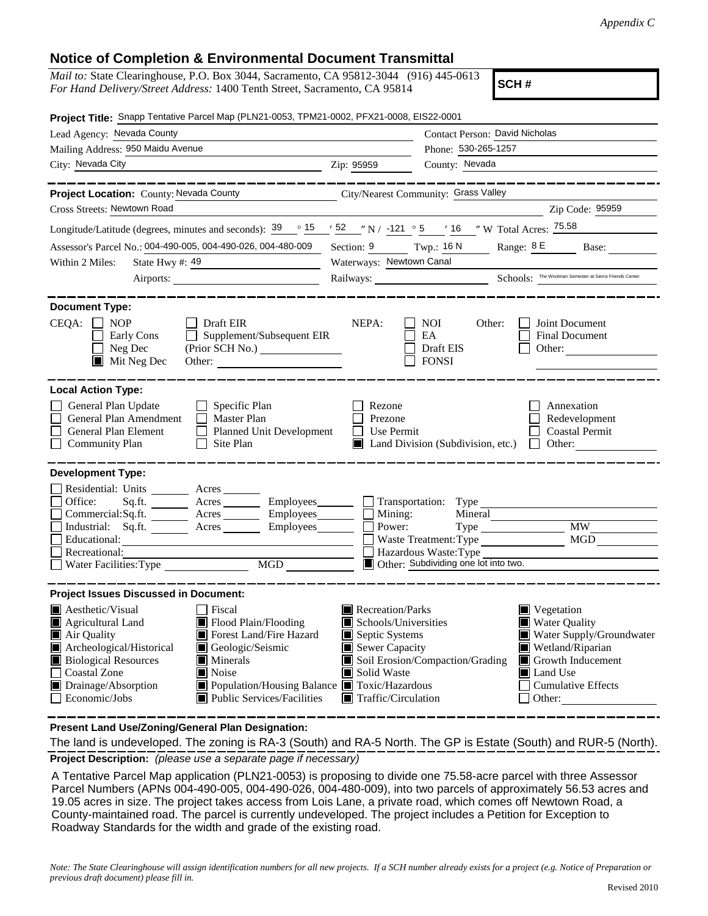*Appendix C*

# Notice of Completion & Environmental Document Transmittal

*Mail to:* State Clearinghouse, P.O. Box 3044, Sacramento, CA 95812-3044 (916) 445-0613
*For Hand Delivery/Street Address:* 1400 Tenth Street, Sacramento, CA 95814

**SCH #**

**Project Title:** Snapp Tentative Parcel Map (PLN21-0053, TPM21-0002, PFX21-0008, EIS22-0001

Lead Agency: Nevada County
Contact Person: David Nicholas
Mailing Address: 950 Maidu Avenue
Phone: 530-265-1257
City: Nevada City
Zip: 95959
County: Nevada

---

**Project Location:** County: Nevada County
City/Nearest Community: Grass Valley
Cross Streets: Newtown Road
Zip Code: 95959

Longitude/Latitude (degrees, minutes and seconds): 39 ° 15 ′ 52 ″ N / -121 ° 5 ′ 16 ″ W Total Acres: 75.58

Assessor's Parcel No.: 004-490-005, 004-490-026, 004-480-009
Section: 9 Twp.: 16 N Range: 8 E Base:

Within 2 Miles: State Hwy #: 49
Waterways: Newtown Canal
Airports:
Railways:
Schools: The Woolman Semester at Sierra Friends Center

---

**Document Type:**

CEQA:
- [ ] NOP
- [ ] Early Cons
- [ ] Neg Dec
- [x] Mit Neg Dec
- [ ] Draft EIR
- [ ] Supplement/Subsequent EIR (Prior SCH No.)
- Other:

NEPA:
- [ ] NOI
- [ ] EA
- [ ] Draft EIS
- [ ] FONSI

Other:
- [ ] Joint Document
- [ ] Final Document
- [ ] Other:

---

**Local Action Type:**

- [ ] General Plan Update
- [ ] General Plan Amendment
- [ ] General Plan Element
- [ ] Community Plan
- [ ] Specific Plan
- [ ] Master Plan
- [ ] Planned Unit Development
- [ ] Site Plan
- [ ] Rezone
- [ ] Prezone
- [ ] Use Permit
- [x] Land Division (Subdivision, etc.)
- [ ] Annexation
- [ ] Redevelopment
- [ ] Coastal Permit
- [ ] Other:

---

**Development Type:**

- [ ] Residential: Units Acres
- [ ] Office: Sq.ft. Acres Employees
- [ ] Commercial: Sq.ft. Acres Employees
- [ ] Industrial: Sq.ft. Acres Employees
- [ ] Educational:
- [ ] Recreational:
- [ ] Water Facilities: Type MGD
- [ ] Transportation: Type
- [ ] Mining: Mineral
- [ ] Power: Type MW
- [ ] Waste Treatment: Type MGD
- [ ] Hazardous Waste: Type
- [x] Other: Subdividing one lot into two.

---

**Project Issues Discussed in Document:**

- [x] Aesthetic/Visual
- [x] Agricultural Land
- [x] Air Quality
- [x] Archeological/Historical
- [x] Biological Resources
- [ ] Coastal Zone
- [x] Drainage/Absorption
- [ ] Economic/Jobs
- [ ] Fiscal
- [x] Flood Plain/Flooding
- [x] Forest Land/Fire Hazard
- [x] Geologic/Seismic
- [x] Minerals
- [x] Noise
- [x] Population/Housing Balance
- [x] Public Services/Facilities
- [x] Recreation/Parks
- [x] Schools/Universities
- [x] Septic Systems
- [x] Sewer Capacity
- [x] Soil Erosion/Compaction/Grading
- [x] Solid Waste
- [x] Toxic/Hazardous
- [x] Traffic/Circulation
- [x] Vegetation
- [x] Water Quality
- [x] Water Supply/Groundwater
- [x] Wetland/Riparian
- [x] Growth Inducement
- [x] Land Use
- [ ] Cumulative Effects
- [ ] Other:

---

**Present Land Use/Zoning/General Plan Designation:**

The land is undeveloped. The zoning is RA-3 (South) and RA-5 North. The GP is Estate (South) and RUR-5 (North).

**Project Description:** *(please use a separate page if necessary)*

A Tentative Parcel Map application (PLN21-0053) is proposing to divide one 75.58-acre parcel with three Assessor Parcel Numbers (APNs 004-490-005, 004-490-026, 004-480-009), into two parcels of approximately 56.53 acres and 19.05 acres in size. The project takes access from Lois Lane, a private road, which comes off Newtown Road, a County-maintained road. The parcel is currently undeveloped. The project includes a Petition for Exception to Roadway Standards for the width and grade of the existing road.

*Note: The State Clearinghouse will assign identification numbers for all new projects. If a SCH number already exists for a project (e.g. Notice of Preparation or previous draft document) please fill in.*

Revised 2010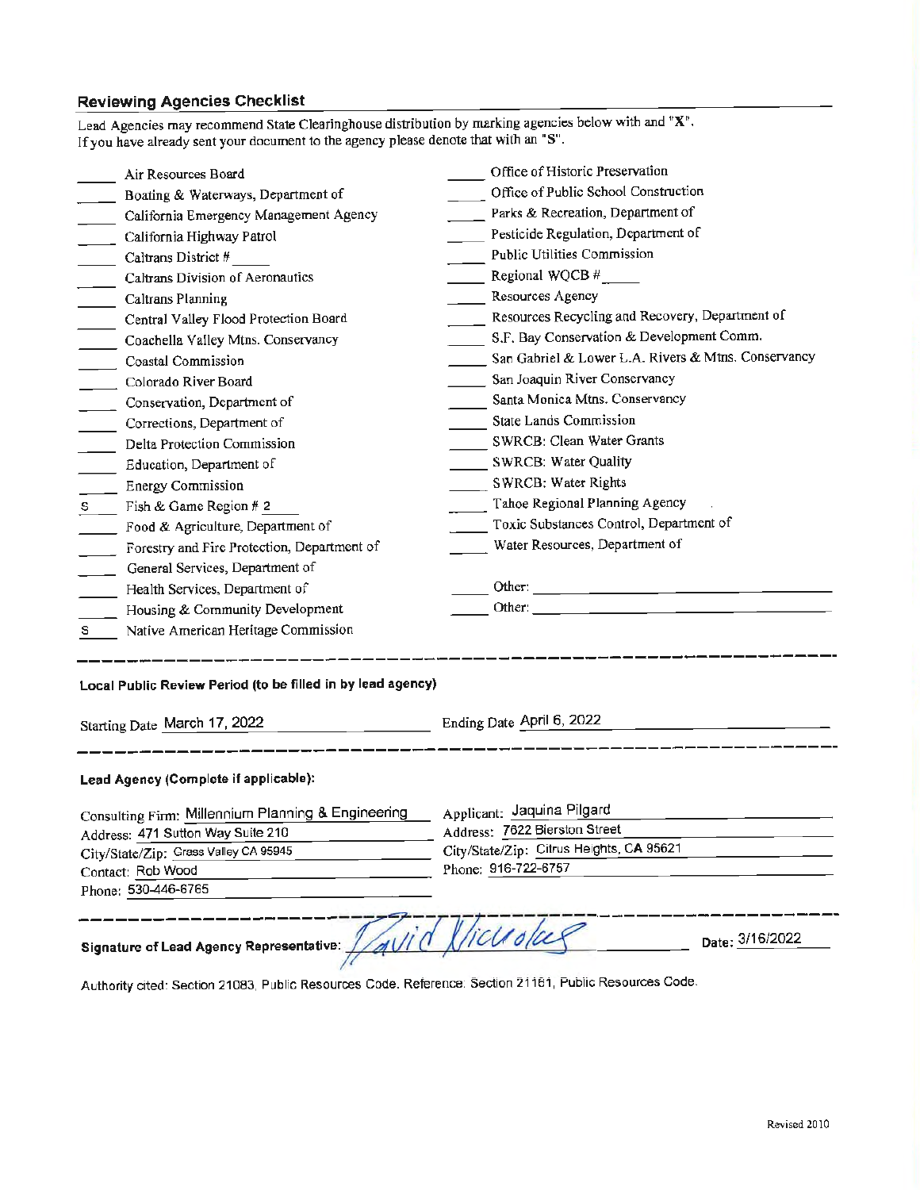## Reviewing Agencies Checklist

Lead Agencies may recommend State Clearinghouse distribution by marking agencies below with and "X".
If you have already sent your document to the agency please denote that with an "S".

- ____ Air Resources Board
- ____ Boating & Waterways, Department of
- ____ California Emergency Management Agency
- ____ California Highway Patrol
- ____ Caltrans District # ____
- ____ Caltrans Division of Aeronautics
- ____ Caltrans Planning
- ____ Central Valley Flood Protection Board
- ____ Coachella Valley Mtns. Conservancy
- ____ Coastal Commission
- ____ Colorado River Board
- ____ Conservation, Department of
- ____ Corrections, Department of
- ____ Delta Protection Commission
- ____ Education, Department of
- ____ Energy Commission
- S Fish & Game Region # 2
- ____ Food & Agriculture, Department of
- ____ Forestry and Fire Protection, Department of
- ____ General Services, Department of
- ____ Health Services, Department of
- ____ Housing & Community Development
- S Native American Heritage Commission
- ____ Office of Historic Preservation
- ____ Office of Public School Construction
- ____ Parks & Recreation, Department of
- ____ Pesticide Regulation, Department of
- ____ Public Utilities Commission
- ____ Regional WQCB # ____
- ____ Resources Agency
- ____ Resources Recycling and Recovery, Department of
- ____ S.F. Bay Conservation & Development Comm.
- ____ San Gabriel & Lower L.A. Rivers & Mtns. Conservancy
- ____ San Joaquin River Conservancy
- ____ Santa Monica Mtns. Conservancy
- ____ State Lands Commission
- ____ SWRCB: Clean Water Grants
- ____ SWRCB: Water Quality
- ____ SWRCB: Water Rights
- ____ Tahoe Regional Planning Agency
- ____ Toxic Substances Control, Department of
- ____ Water Resources, Department of
- ____ Other: ____
- ____ Other: ____

---

**Local Public Review Period (to be filled in by lead agency)**

Starting Date March 17, 2022    Ending Date April 6, 2022

---

**Lead Agency (Complete if applicable):**

Consulting Firm: Millennium Planning & Engineering
Address: 471 Sutton Way Suite 210
City/State/Zip: Grass Valley CA 95945
Contact: Rob Wood
Phone: 530-446-6765

Applicant: Jaquina Pilgard
Address: 7622 Bierston Street
City/State/Zip: Citrus Heights, CA 95621
Phone: 916-722-6757

---

**Signature of Lead Agency Representative:** David Nicholas    Date: 3/16/2022

Authority cited: Section 21083, Public Resources Code. Reference: Section 21161, Public Resources Code.

Revised 2010